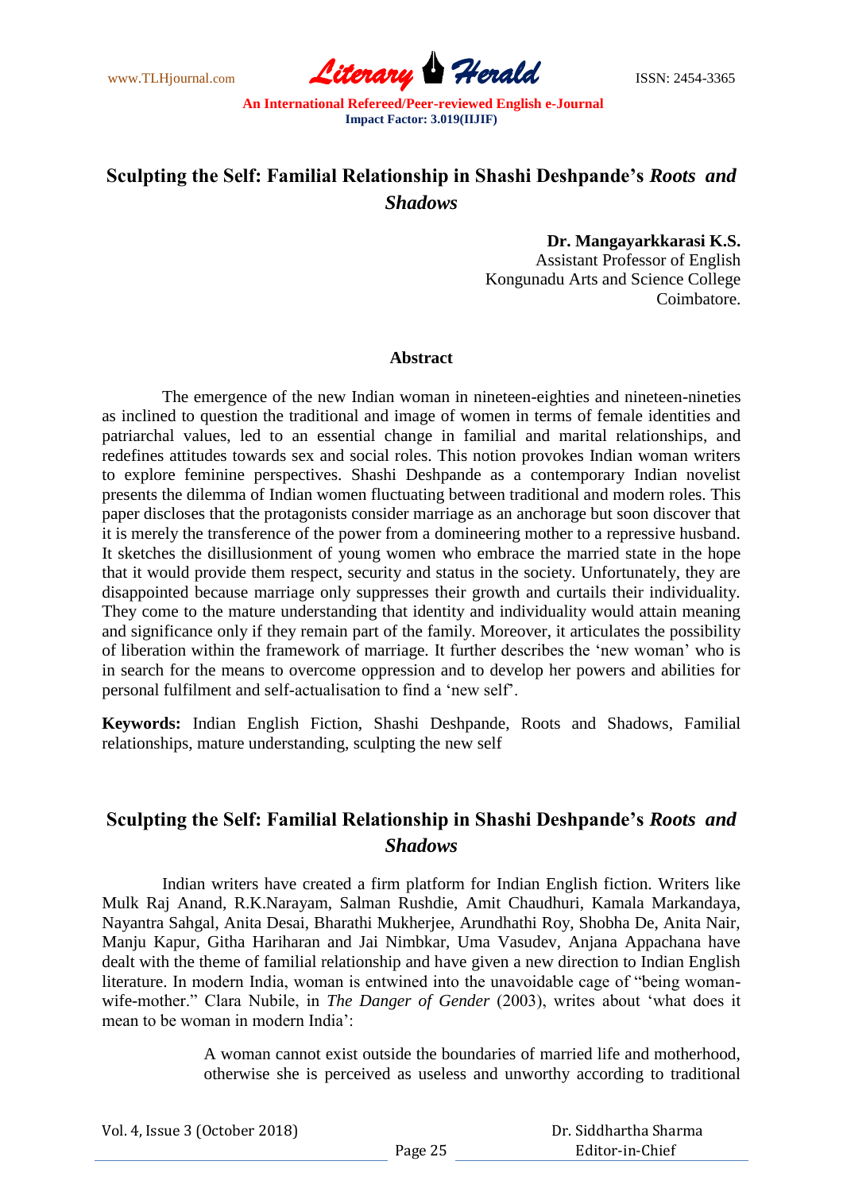# Sculpting the Self: Familial Relationship in Shashi Deshpande's *Roots and Shadows*

**Dr. Mangayarkkarasi K.S.**
Assistant Professor of English
Kongunadu Arts and Science College
Coimbatore.

## Abstract

The emergence of the new Indian woman in nineteen-eighties and nineteen-nineties as inclined to question the traditional and image of women in terms of female identities and patriarchal values, led to an essential change in familial and marital relationships, and redefines attitudes towards sex and social roles. This notion provokes Indian woman writers to explore feminine perspectives. Shashi Deshpande as a contemporary Indian novelist presents the dilemma of Indian women fluctuating between traditional and modern roles. This paper discloses that the protagonists consider marriage as an anchorage but soon discover that it is merely the transference of the power from a domineering mother to a repressive husband. It sketches the disillusionment of young women who embrace the married state in the hope that it would provide them respect, security and status in the society. Unfortunately, they are disappointed because marriage only suppresses their growth and curtails their individuality. They come to the mature understanding that identity and individuality would attain meaning and significance only if they remain part of the family. Moreover, it articulates the possibility of liberation within the framework of marriage. It further describes the 'new woman' who is in search for the means to overcome oppression and to develop her powers and abilities for personal fulfilment and self-actualisation to find a 'new self'.

**Keywords:** Indian English Fiction, Shashi Deshpande, Roots and Shadows, Familial relationships, mature understanding, sculpting the new self

# Sculpting the Self: Familial Relationship in Shashi Deshpande's *Roots and Shadows*

Indian writers have created a firm platform for Indian English fiction. Writers like Mulk Raj Anand, R.K.Narayam, Salman Rushdie, Amit Chaudhuri, Kamala Markandaya, Nayantra Sahgal, Anita Desai, Bharathi Mukherjee, Arundhathi Roy, Shobha De, Anita Nair, Manju Kapur, Githa Hariharan and Jai Nimbkar, Uma Vasudev, Anjana Appachana have dealt with the theme of familial relationship and have given a new direction to Indian English literature. In modern India, woman is entwined into the unavoidable cage of "being woman-wife-mother." Clara Nubile, in *The Danger of Gender* (2003), writes about 'what does it mean to be woman in modern India':

> A woman cannot exist outside the boundaries of married life and motherhood, otherwise she is perceived as useless and unworthy according to traditional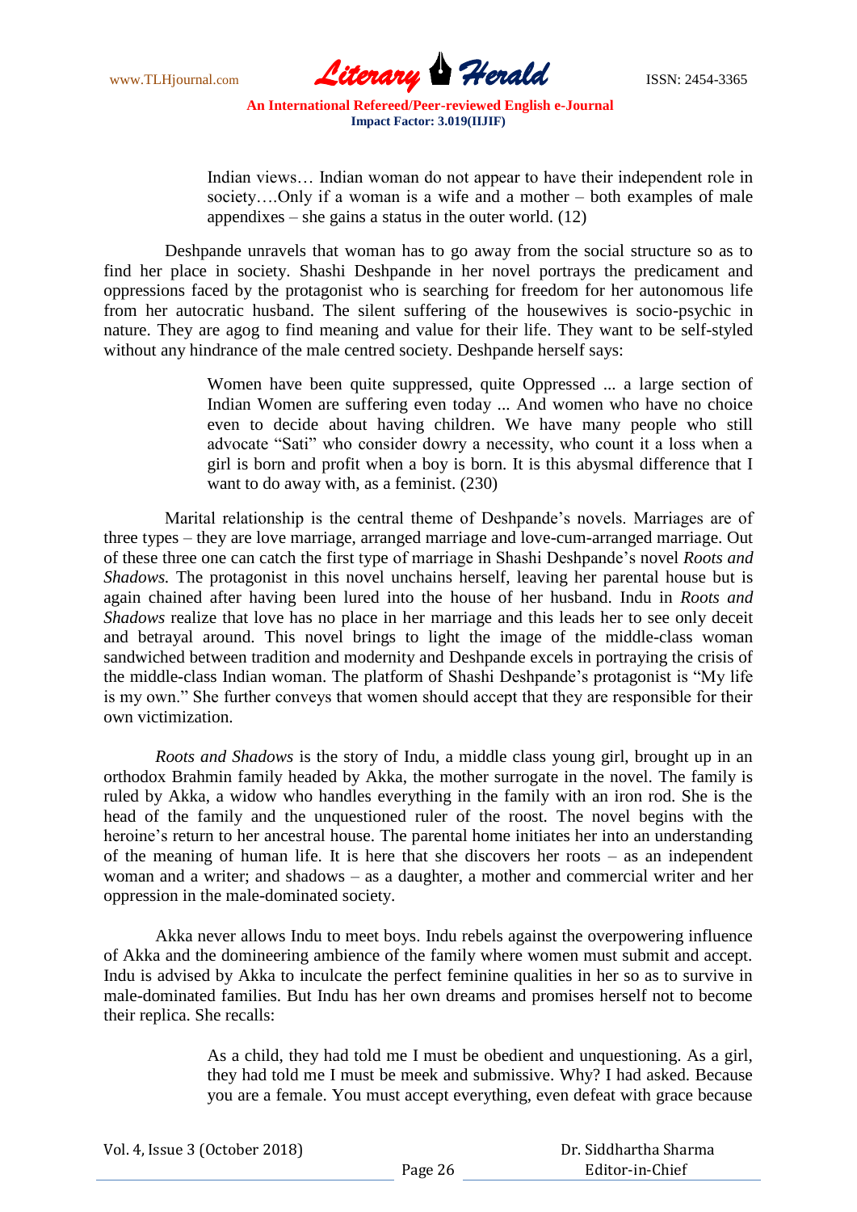> Indian views… Indian woman do not appear to have their independent role in society….Only if a woman is a wife and a mother – both examples of male appendixes – she gains a status in the outer world. (12)

Deshpande unravels that woman has to go away from the social structure so as to find her place in society. Shashi Deshpande in her novel portrays the predicament and oppressions faced by the protagonist who is searching for freedom for her autonomous life from her autocratic husband. The silent suffering of the housewives is socio-psychic in nature. They are agog to find meaning and value for their life. They want to be self-styled without any hindrance of the male centred society. Deshpande herself says:

> Women have been quite suppressed, quite Oppressed ... a large section of Indian Women are suffering even today ... And women who have no choice even to decide about having children. We have many people who still advocate "Sati" who consider dowry a necessity, who count it a loss when a girl is born and profit when a boy is born. It is this abysmal difference that I want to do away with, as a feminist. (230)

Marital relationship is the central theme of Deshpande's novels. Marriages are of three types – they are love marriage, arranged marriage and love-cum-arranged marriage. Out of these three one can catch the first type of marriage in Shashi Deshpande's novel *Roots and Shadows.* The protagonist in this novel unchains herself, leaving her parental house but is again chained after having been lured into the house of her husband. Indu in *Roots and Shadows* realize that love has no place in her marriage and this leads her to see only deceit and betrayal around. This novel brings to light the image of the middle-class woman sandwiched between tradition and modernity and Deshpande excels in portraying the crisis of the middle-class Indian woman. The platform of Shashi Deshpande's protagonist is "My life is my own." She further conveys that women should accept that they are responsible for their own victimization.

*Roots and Shadows* is the story of Indu, a middle class young girl, brought up in an orthodox Brahmin family headed by Akka, the mother surrogate in the novel. The family is ruled by Akka, a widow who handles everything in the family with an iron rod. She is the head of the family and the unquestioned ruler of the roost. The novel begins with the heroine's return to her ancestral house. The parental home initiates her into an understanding of the meaning of human life. It is here that she discovers her roots – as an independent woman and a writer; and shadows – as a daughter, a mother and commercial writer and her oppression in the male-dominated society.

Akka never allows Indu to meet boys. Indu rebels against the overpowering influence of Akka and the domineering ambience of the family where women must submit and accept. Indu is advised by Akka to inculcate the perfect feminine qualities in her so as to survive in male-dominated families. But Indu has her own dreams and promises herself not to become their replica. She recalls:

> As a child, they had told me I must be obedient and unquestioning. As a girl, they had told me I must be meek and submissive. Why? I had asked. Because you are a female. You must accept everything, even defeat with grace because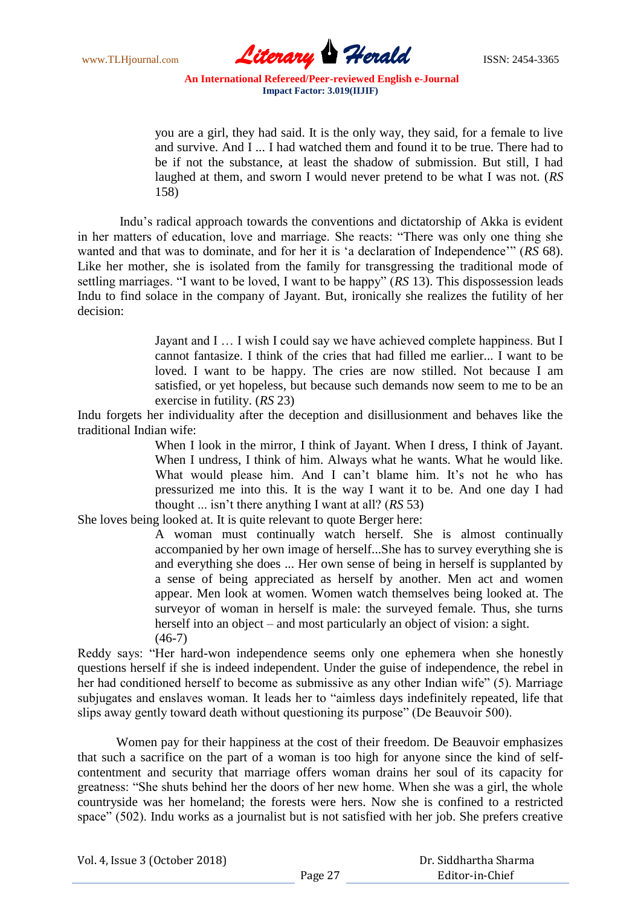> you are a girl, they had said. It is the only way, they said, for a female to live and survive. And I ... I had watched them and found it to be true. There had to be if not the substance, at least the shadow of submission. But still, I had laughed at them, and sworn I would never pretend to be what I was not. (*RS* 158)

Indu's radical approach towards the conventions and dictatorship of Akka is evident in her matters of education, love and marriage. She reacts: "There was only one thing she wanted and that was to dominate, and for her it is 'a declaration of Independence'" (*RS* 68). Like her mother, she is isolated from the family for transgressing the traditional mode of settling marriages. "I want to be loved, I want to be happy" (*RS* 13). This dispossession leads Indu to find solace in the company of Jayant. But, ironically she realizes the futility of her decision:

> Jayant and I … I wish I could say we have achieved complete happiness. But I cannot fantasize. I think of the cries that had filled me earlier... I want to be loved. I want to be happy. The cries are now stilled. Not because I am satisfied, or yet hopeless, but because such demands now seem to me to be an exercise in futility. (*RS* 23)

Indu forgets her individuality after the deception and disillusionment and behaves like the traditional Indian wife:

> When I look in the mirror, I think of Jayant. When I dress, I think of Jayant. When I undress, I think of him. Always what he wants. What he would like. What would please him. And I can't blame him. It's not he who has pressurized me into this. It is the way I want it to be. And one day I had thought ... isn't there anything I want at all? (*RS* 53)

She loves being looked at. It is quite relevant to quote Berger here:

> A woman must continually watch herself. She is almost continually accompanied by her own image of herself...She has to survey everything she is and everything she does ... Her own sense of being in herself is supplanted by a sense of being appreciated as herself by another. Men act and women appear. Men look at women. Women watch themselves being looked at. The surveyor of woman in herself is male: the surveyed female. Thus, she turns herself into an object – and most particularly an object of vision: a sight. (46-7)

Reddy says: "Her hard-won independence seems only one ephemera when she honestly questions herself if she is indeed independent. Under the guise of independence, the rebel in her had conditioned herself to become as submissive as any other Indian wife" (5). Marriage subjugates and enslaves woman. It leads her to "aimless days indefinitely repeated, life that slips away gently toward death without questioning its purpose" (De Beauvoir 500).

Women pay for their happiness at the cost of their freedom. De Beauvoir emphasizes that such a sacrifice on the part of a woman is too high for anyone since the kind of self-contentment and security that marriage offers woman drains her soul of its capacity for greatness: "She shuts behind her the doors of her new home. When she was a girl, the whole countryside was her homeland; the forests were hers. Now she is confined to a restricted space" (502). Indu works as a journalist but is not satisfied with her job. She prefers creative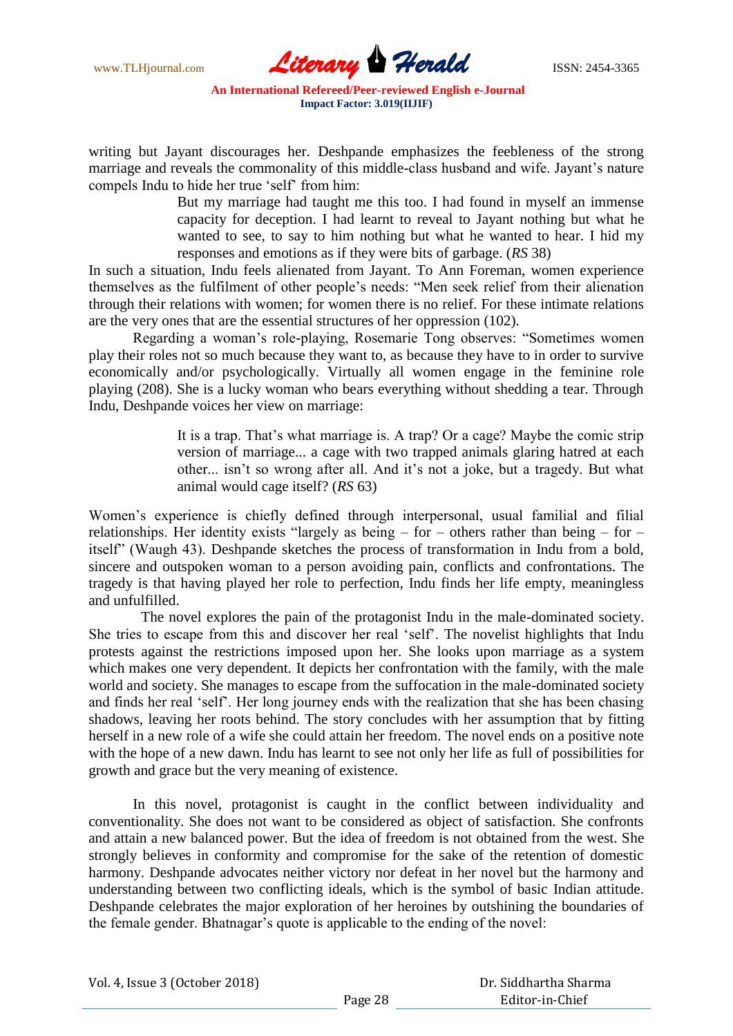writing but Jayant discourages her. Deshpande emphasizes the feebleness of the strong marriage and reveals the commonality of this middle-class husband and wife. Jayant's nature compels Indu to hide her true 'self' from him:

> But my marriage had taught me this too. I had found in myself an immense capacity for deception. I had learnt to reveal to Jayant nothing but what he wanted to see, to say to him nothing but what he wanted to hear. I hid my responses and emotions as if they were bits of garbage. (*RS* 38)

In such a situation, Indu feels alienated from Jayant. To Ann Foreman, women experience themselves as the fulfilment of other people's needs: "Men seek relief from their alienation through their relations with women; for women there is no relief. For these intimate relations are the very ones that are the essential structures of her oppression (102).

Regarding a woman's role-playing, Rosemarie Tong observes: "Sometimes women play their roles not so much because they want to, as because they have to in order to survive economically and/or psychologically. Virtually all women engage in the feminine role playing (208). She is a lucky woman who bears everything without shedding a tear. Through Indu, Deshpande voices her view on marriage:

> It is a trap. That's what marriage is. A trap? Or a cage? Maybe the comic strip version of marriage... a cage with two trapped animals glaring hatred at each other... isn't so wrong after all. And it's not a joke, but a tragedy. But what animal would cage itself? (*RS* 63)

Women's experience is chiefly defined through interpersonal, usual familial and filial relationships. Her identity exists "largely as being – for – others rather than being – for – itself" (Waugh 43). Deshpande sketches the process of transformation in Indu from a bold, sincere and outspoken woman to a person avoiding pain, conflicts and confrontations. The tragedy is that having played her role to perfection, Indu finds her life empty, meaningless and unfulfilled.

The novel explores the pain of the protagonist Indu in the male-dominated society. She tries to escape from this and discover her real 'self'. The novelist highlights that Indu protests against the restrictions imposed upon her. She looks upon marriage as a system which makes one very dependent. It depicts her confrontation with the family, with the male world and society. She manages to escape from the suffocation in the male-dominated society and finds her real 'self'. Her long journey ends with the realization that she has been chasing shadows, leaving her roots behind. The story concludes with her assumption that by fitting herself in a new role of a wife she could attain her freedom. The novel ends on a positive note with the hope of a new dawn. Indu has learnt to see not only her life as full of possibilities for growth and grace but the very meaning of existence.

In this novel, protagonist is caught in the conflict between individuality and conventionality. She does not want to be considered as object of satisfaction. She confronts and attain a new balanced power. But the idea of freedom is not obtained from the west. She strongly believes in conformity and compromise for the sake of the retention of domestic harmony. Deshpande advocates neither victory nor defeat in her novel but the harmony and understanding between two conflicting ideals, which is the symbol of basic Indian attitude. Deshpande celebrates the major exploration of her heroines by outshining the boundaries of the female gender. Bhatnagar's quote is applicable to the ending of the novel: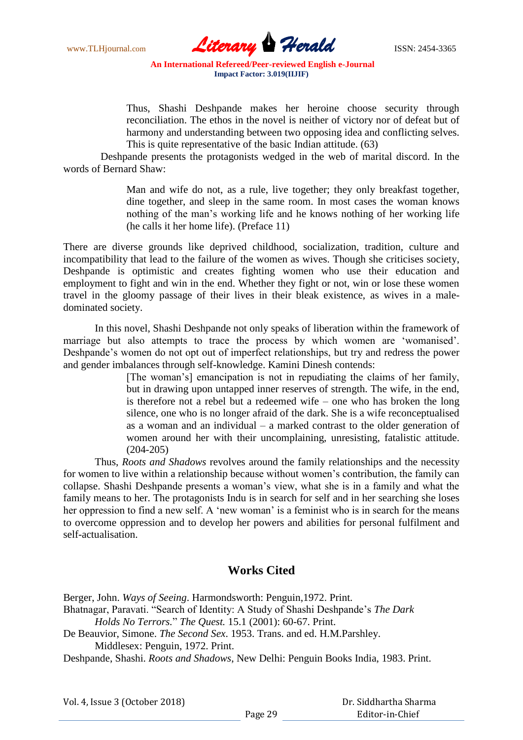> Thus, Shashi Deshpande makes her heroine choose security through reconciliation. The ethos in the novel is neither of victory nor of defeat but of harmony and understanding between two opposing idea and conflicting selves. This is quite representative of the basic Indian attitude. (63)

Deshpande presents the protagonists wedged in the web of marital discord. In the words of Bernard Shaw:

> Man and wife do not, as a rule, live together; they only breakfast together, dine together, and sleep in the same room. In most cases the woman knows nothing of the man's working life and he knows nothing of her working life (he calls it her home life). (Preface 11)

There are diverse grounds like deprived childhood, socialization, tradition, culture and incompatibility that lead to the failure of the women as wives. Though she criticises society, Deshpande is optimistic and creates fighting women who use their education and employment to fight and win in the end. Whether they fight or not, win or lose these women travel in the gloomy passage of their lives in their bleak existence, as wives in a male-dominated society.

In this novel, Shashi Deshpande not only speaks of liberation within the framework of marriage but also attempts to trace the process by which women are 'womanised'. Deshpande's women do not opt out of imperfect relationships, but try and redress the power and gender imbalances through self-knowledge. Kamini Dinesh contends:

> [The woman's] emancipation is not in repudiating the claims of her family, but in drawing upon untapped inner reserves of strength. The wife, in the end, is therefore not a rebel but a redeemed wife – one who has broken the long silence, one who is no longer afraid of the dark. She is a wife reconceptualised as a woman and an individual – a marked contrast to the older generation of women around her with their uncomplaining, unresisting, fatalistic attitude. (204-205)

Thus, *Roots and Shadows* revolves around the family relationships and the necessity for women to live within a relationship because without women's contribution, the family can collapse. Shashi Deshpande presents a woman's view, what she is in a family and what the family means to her. The protagonists Indu is in search for self and in her searching she loses her oppression to find a new self. A 'new woman' is a feminist who is in search for the means to overcome oppression and to develop her powers and abilities for personal fulfilment and self-actualisation.

## Works Cited

Berger, John. *Ways of Seeing*. Harmondsworth: Penguin,1972. Print.

Bhatnagar, Paravati. "Search of Identity: A Study of Shashi Deshpande's *The Dark Holds No Terrors*." *The Quest.* 15.1 (2001): 60-67. Print.

De Beauvior, Simone. *The Second Sex*. 1953. Trans. and ed. H.M.Parshley. Middlesex: Penguin, 1972. Print.

Deshpande, Shashi. *Roots and Shadows*, New Delhi: Penguin Books India, 1983. Print.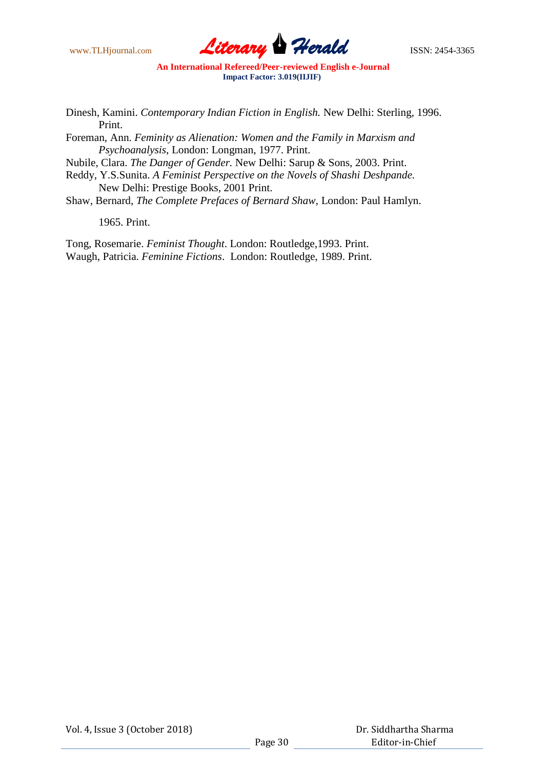Dinesh, Kamini. *Contemporary Indian Fiction in English.* New Delhi: Sterling, 1996. Print.

Foreman, Ann. *Feminity as Alienation: Women and the Family in Marxism and Psychoanalysis*, London: Longman, 1977. Print.

Nubile, Clara. *The Danger of Gender.* New Delhi: Sarup & Sons, 2003. Print.

Reddy, Y.S.Sunita. *A Feminist Perspective on the Novels of Shashi Deshpande.* New Delhi: Prestige Books, 2001 Print.

Shaw, Bernard, *The Complete Prefaces of Bernard Shaw,* London: Paul Hamlyn. 1965. Print.

Tong, Rosemarie. *Feminist Thought*. London: Routledge,1993. Print.

Waugh, Patricia. *Feminine Fictions*. London: Routledge, 1989. Print.